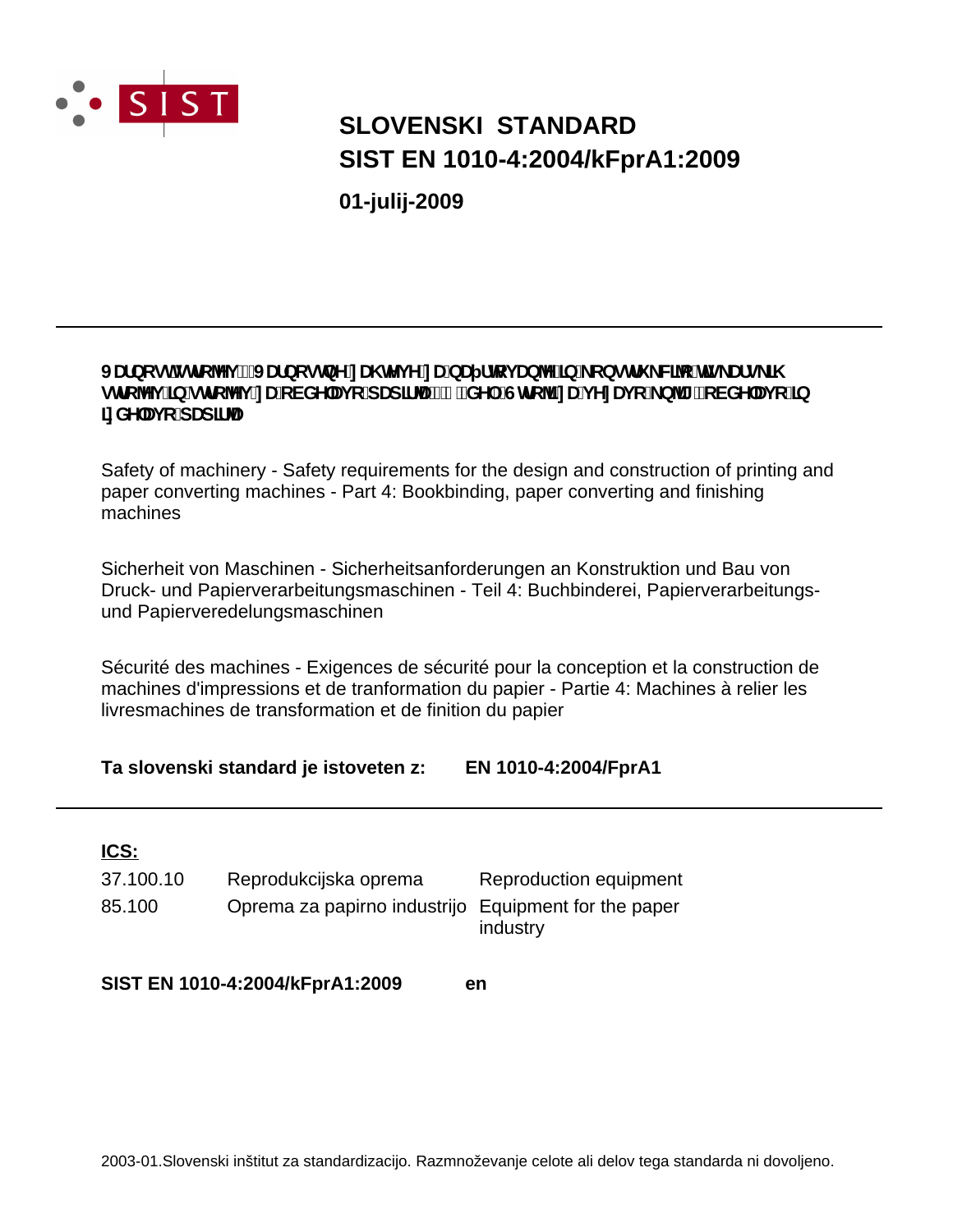# SLOVENSKI STANDARD
# SIST EN 1010-4:2004/kFprA1:2009

**01-julij-2009**

---

**Varnost strojev - Varnostne zahteve za načrtovanje in konstrukcijo tiskarskih strojev in strojev za obdelavo papirja - 4. del: Stroji za vezavo knjig, obdelavo in izdelavo papirja**

Safety of machinery - Safety requirements for the design and construction of printing and paper converting machines - Part 4: Bookbinding, paper converting and finishing machines

Sicherheit von Maschinen - Sicherheitsanforderungen an Konstruktion und Bau von Druck- und Papierverarbeitungsmaschinen - Teil 4: Buchbinderei, Papierverarbeitungs- und Papierveredelungsmaschinen

Sécurité des machines - Exigences de sécurité pour la conception et la construction de machines d'impressions et de tranformation du papier - Partie 4: Machines à relier les livresmachines de transformation et de finition du papier

**Ta slovenski standard je istoveten z: EN 1010-4:2004/FprA1**

---

**ICS:**

| | | |
|---|---|---|
| 37.100.10 | Reprodukcijska oprema | Reproduction equipment |
| 85.100 | Oprema za papirno industrijo | Equipment for the paper industry |

**SIST EN 1010-4:2004/kFprA1:2009 en**

2003-01.Slovenski inštitut za standardizacijo. Razmnoževanje celote ali delov tega standarda ni dovoljeno.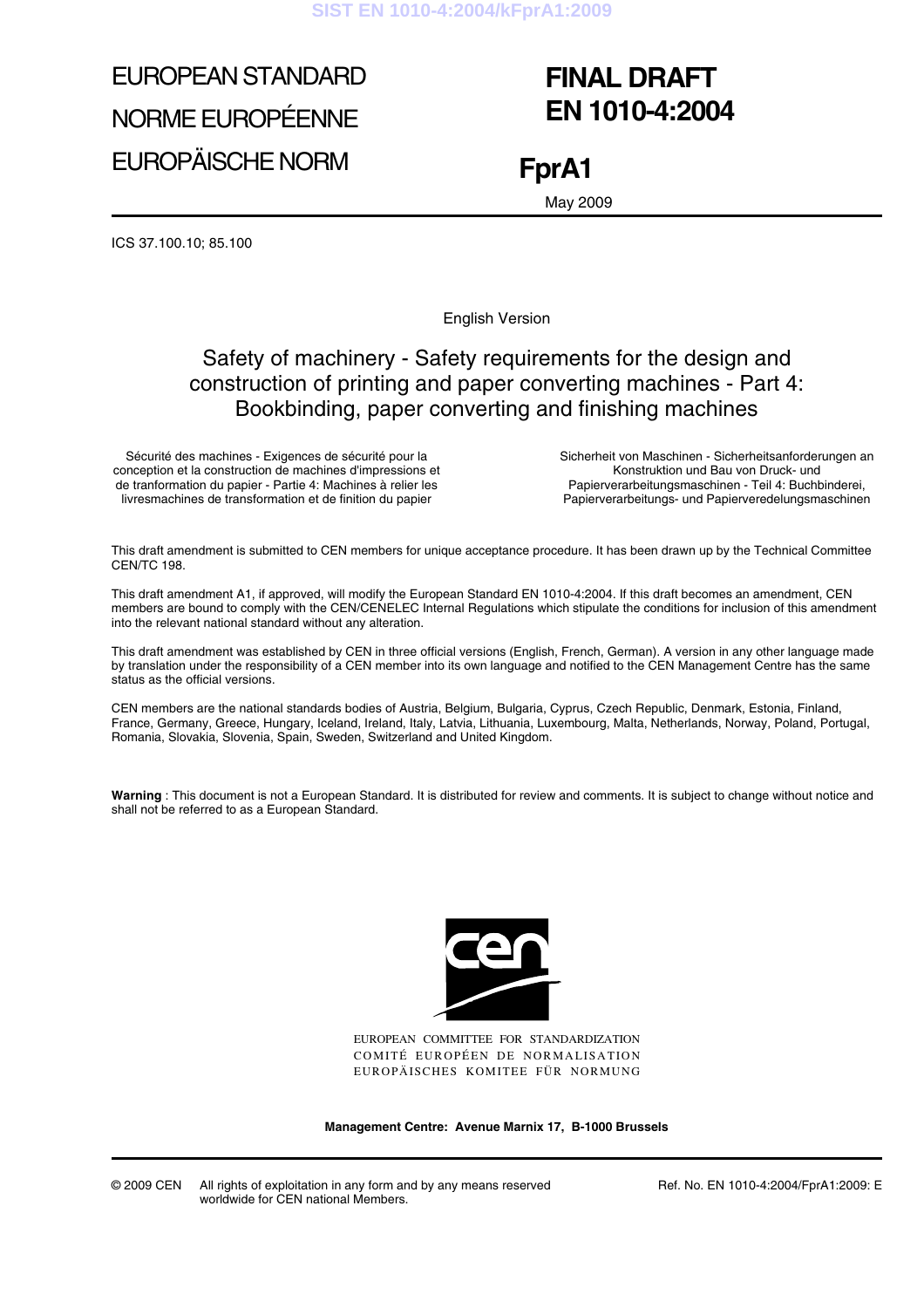# EUROPEAN STANDARD
# NORME EUROPÉENNE
# EUROPÄISCHE NORM

# FINAL DRAFT EN 1010-4:2004

# FprA1

May 2009

ICS 37.100.10; 85.100

English Version

## Safety of machinery - Safety requirements for the design and construction of printing and paper converting machines - Part 4: Bookbinding, paper converting and finishing machines

Sécurité des machines - Exigences de sécurité pour la conception et la construction de machines d'impressions et de tranformation du papier - Partie 4: Machines à relier les livresmachines de transformation et de finition du papier

Sicherheit von Maschinen - Sicherheitsanforderungen an Konstruktion und Bau von Druck- und Papierverarbeitungsmaschinen - Teil 4: Buchbinderei, Papierverarbeitungs- und Papierveredelungsmaschinen

This draft amendment is submitted to CEN members for unique acceptance procedure. It has been drawn up by the Technical Committee CEN/TC 198.

This draft amendment A1, if approved, will modify the European Standard EN 1010-4:2004. If this draft becomes an amendment, CEN members are bound to comply with the CEN/CENELEC Internal Regulations which stipulate the conditions for inclusion of this amendment into the relevant national standard without any alteration.

This draft amendment was established by CEN in three official versions (English, French, German). A version in any other language made by translation under the responsibility of a CEN member into its own language and notified to the CEN Management Centre has the same status as the official versions.

CEN members are the national standards bodies of Austria, Belgium, Bulgaria, Cyprus, Czech Republic, Denmark, Estonia, Finland, France, Germany, Greece, Hungary, Iceland, Ireland, Italy, Latvia, Lithuania, Luxembourg, Malta, Netherlands, Norway, Poland, Portugal, Romania, Slovakia, Slovenia, Spain, Sweden, Switzerland and United Kingdom.

**Warning** : This document is not a European Standard. It is distributed for review and comments. It is subject to change without notice and shall not be referred to as a European Standard.

EUROPEAN COMMITTEE FOR STANDARDIZATION
COMITÉ EUROPÉEN DE NORMALISATION
EUROPÄISCHES KOMITEE FÜR NORMUNG

**Management Centre: Avenue Marnix 17, B-1000 Brussels**

© 2009 CEN All rights of exploitation in any form and by any means reserved worldwide for CEN national Members.

Ref. No. EN 1010-4:2004/FprA1:2009: E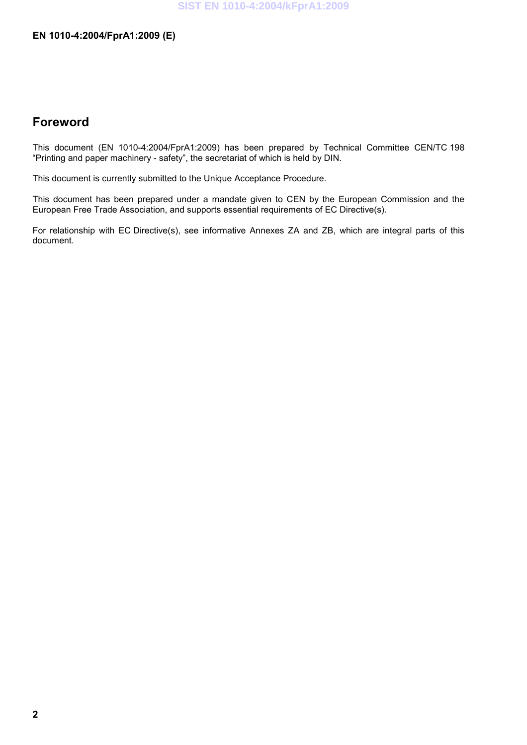# Foreword

This document (EN 1010-4:2004/FprA1:2009) has been prepared by Technical Committee CEN/TC 198 "Printing and paper machinery - safety", the secretariat of which is held by DIN.

This document is currently submitted to the Unique Acceptance Procedure.

This document has been prepared under a mandate given to CEN by the European Commission and the European Free Trade Association, and supports essential requirements of EC Directive(s).

For relationship with EC Directive(s), see informative Annexes ZA and ZB, which are integral parts of this document.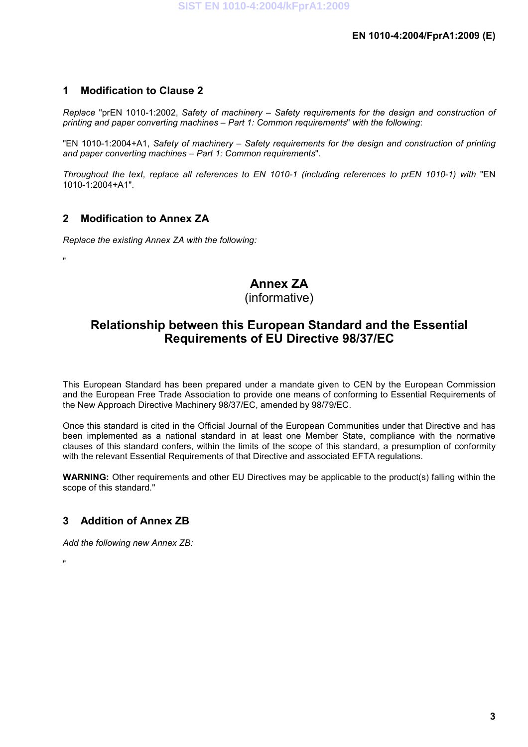## 1 Modification to Clause 2

*Replace* "prEN 1010-1:2002, *Safety of machinery – Safety requirements for the design and construction of printing and paper converting machines – Part 1: Common requirements*" *with the following*:

"EN 1010-1:2004+A1, *Safety of machinery – Safety requirements for the design and construction of printing and paper converting machines – Part 1: Common requirements*".

*Throughout the text, replace all references to EN 1010-1 (including references to prEN 1010-1) with* "EN 1010-1:2004+A1".

## 2 Modification to Annex ZA

*Replace the existing Annex ZA with the following:*

"

# Annex ZA
(informative)

# Relationship between this European Standard and the Essential Requirements of EU Directive 98/37/EC

This European Standard has been prepared under a mandate given to CEN by the European Commission and the European Free Trade Association to provide one means of conforming to Essential Requirements of the New Approach Directive Machinery 98/37/EC, amended by 98/79/EC.

Once this standard is cited in the Official Journal of the European Communities under that Directive and has been implemented as a national standard in at least one Member State, compliance with the normative clauses of this standard confers, within the limits of the scope of this standard, a presumption of conformity with the relevant Essential Requirements of that Directive and associated EFTA regulations.

**WARNING:** Other requirements and other EU Directives may be applicable to the product(s) falling within the scope of this standard."

## 3 Addition of Annex ZB

*Add the following new Annex ZB:*

"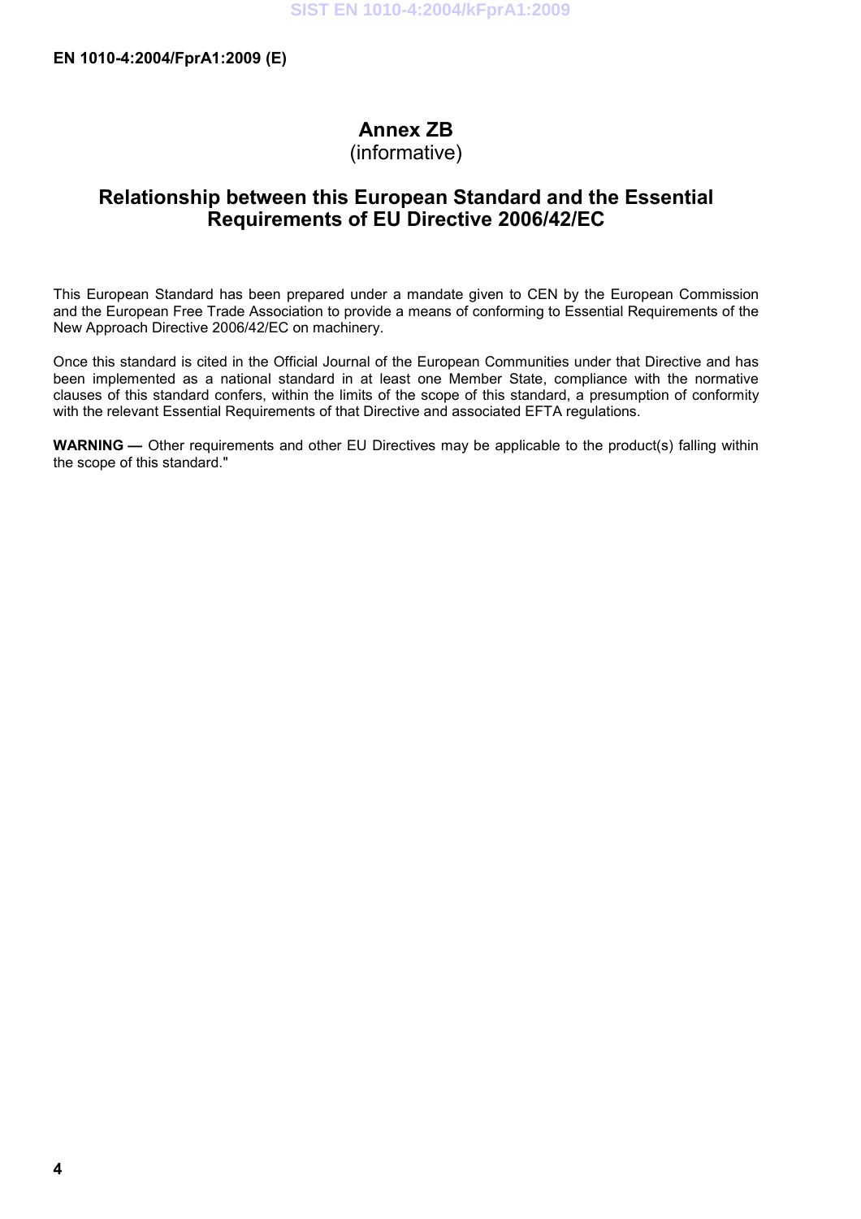# Annex ZB
(informative)

## Relationship between this European Standard and the Essential Requirements of EU Directive 2006/42/EC

This European Standard has been prepared under a mandate given to CEN by the European Commission and the European Free Trade Association to provide a means of conforming to Essential Requirements of the New Approach Directive 2006/42/EC on machinery.

Once this standard is cited in the Official Journal of the European Communities under that Directive and has been implemented as a national standard in at least one Member State, compliance with the normative clauses of this standard confers, within the limits of the scope of this standard, a presumption of conformity with the relevant Essential Requirements of that Directive and associated EFTA regulations.

**WARNING —** Other requirements and other EU Directives may be applicable to the product(s) falling within the scope of this standard."